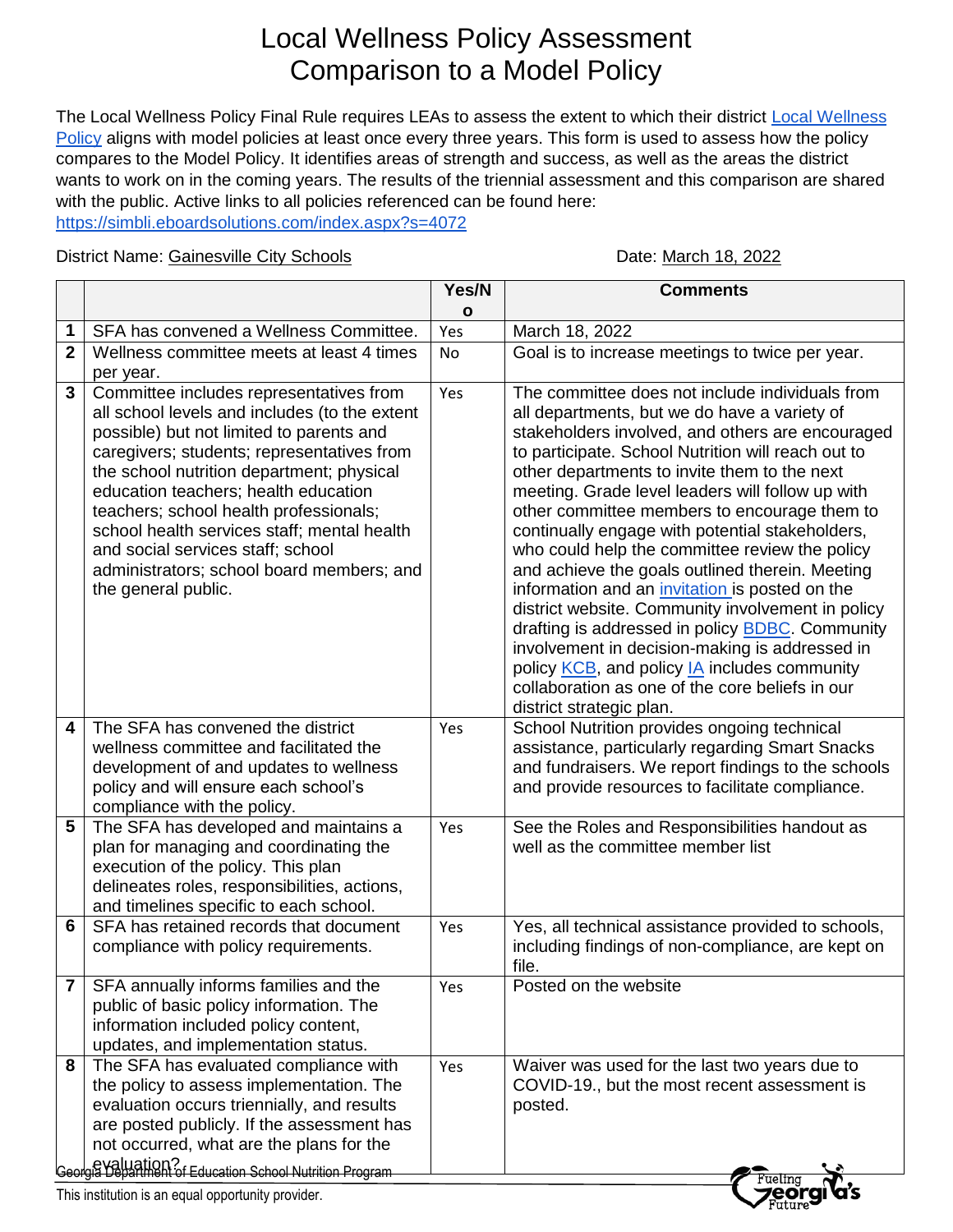# Local Wellness Policy Assessment
# Comparison to a Model Policy

The Local Wellness Policy Final Rule requires LEAs to assess the extent to which their district Local Wellness Policy aligns with model policies at least once every three years. This form is used to assess how the policy compares to the Model Policy. It identifies areas of strength and success, as well as the areas the district wants to work on in the coming years. The results of the triennial assessment and this comparison are shared with the public. Active links to all policies referenced can be found here: https://simbli.eboardsolutions.com/index.aspx?s=4072

District Name: Gainesville City Schools Date: March 18, 2022

| | | Yes/No | Comments |
|---|---|---|---|
| 1 | SFA has convened a Wellness Committee. | Yes | March 18, 2022 |
| 2 | Wellness committee meets at least 4 times per year. | No | Goal is to increase meetings to twice per year. |
| 3 | Committee includes representatives from all school levels and includes (to the extent possible) but not limited to parents and caregivers; students; representatives from the school nutrition department; physical education teachers; health education teachers; school health professionals; school health services staff; mental health and social services staff; school administrators; school board members; and the general public. | Yes | The committee does not include individuals from all departments, but we do have a variety of stakeholders involved, and others are encouraged to participate. School Nutrition will reach out to other departments to invite them to the next meeting. Grade level leaders will follow up with other committee members to encourage them to continually engage with potential stakeholders, who could help the committee review the policy and achieve the goals outlined therein. Meeting information and an invitation is posted on the district website. Community involvement in policy drafting is addressed in policy BDBC. Community involvement in decision-making is addressed in policy KCB, and policy IA includes community collaboration as one of the core beliefs in our district strategic plan. |
| 4 | The SFA has convened the district wellness committee and facilitated the development of and updates to wellness policy and will ensure each school's compliance with the policy. | Yes | School Nutrition provides ongoing technical assistance, particularly regarding Smart Snacks and fundraisers. We report findings to the schools and provide resources to facilitate compliance. |
| 5 | The SFA has developed and maintains a plan for managing and coordinating the execution of the policy. This plan delineates roles, responsibilities, actions, and timelines specific to each school. | Yes | See the Roles and Responsibilities handout as well as the committee member list |
| 6 | SFA has retained records that document compliance with policy requirements. | Yes | Yes, all technical assistance provided to schools, including findings of non-compliance, are kept on file. |
| 7 | SFA annually informs families and the public of basic policy information. The information included policy content, updates, and implementation status. | Yes | Posted on the website |
| 8 | The SFA has evaluated compliance with the policy to assess implementation. The evaluation occurs triennially, and results are posted publicly. If the assessment has not occurred, what are the plans for the evaluation? | Yes | Waiver was used for the last two years due to COVID-19., but the most recent assessment is posted. |

Georgia Department of Education School Nutrition Program

This institution is an equal opportunity provider.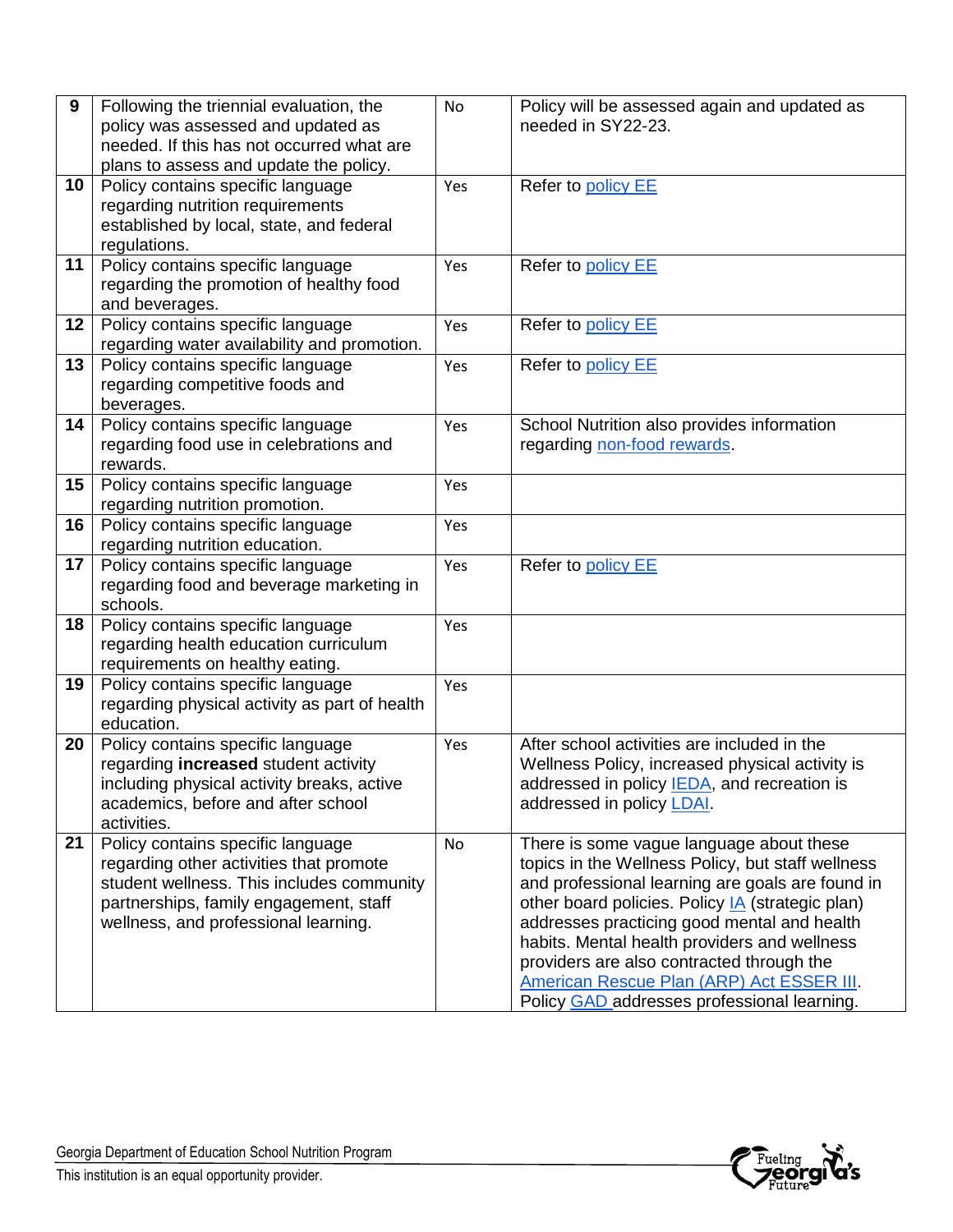| 9 | Following the triennial evaluation, the policy was assessed and updated as needed. If this has not occurred what are plans to assess and update the policy. | No | Policy will be assessed again and updated as needed in SY22-23. |
|---|---|---|---|
| 10 | Policy contains specific language regarding nutrition requirements established by local, state, and federal regulations. | Yes | Refer to policy EE |
| 11 | Policy contains specific language regarding the promotion of healthy food and beverages. | Yes | Refer to policy EE |
| 12 | Policy contains specific language regarding water availability and promotion. | Yes | Refer to policy EE |
| 13 | Policy contains specific language regarding competitive foods and beverages. | Yes | Refer to policy EE |
| 14 | Policy contains specific language regarding food use in celebrations and rewards. | Yes | School Nutrition also provides information regarding non-food rewards. |
| 15 | Policy contains specific language regarding nutrition promotion. | Yes | |
| 16 | Policy contains specific language regarding nutrition education. | Yes | |
| 17 | Policy contains specific language regarding food and beverage marketing in schools. | Yes | Refer to policy EE |
| 18 | Policy contains specific language regarding health education curriculum requirements on healthy eating. | Yes | |
| 19 | Policy contains specific language regarding physical activity as part of health education. | Yes | |
| 20 | Policy contains specific language regarding **increased** student activity including physical activity breaks, active academics, before and after school activities. | Yes | After school activities are included in the Wellness Policy, increased physical activity is addressed in policy IEDA, and recreation is addressed in policy LDAI. |
| 21 | Policy contains specific language regarding other activities that promote student wellness. This includes community partnerships, family engagement, staff wellness, and professional learning. | No | There is some vague language about these topics in the Wellness Policy, but staff wellness and professional learning are goals are found in other board policies. Policy IA (strategic plan) addresses practicing good mental and health habits. Mental health providers and wellness providers are also contracted through the American Rescue Plan (ARP) Act ESSER III. Policy GAD addresses professional learning. |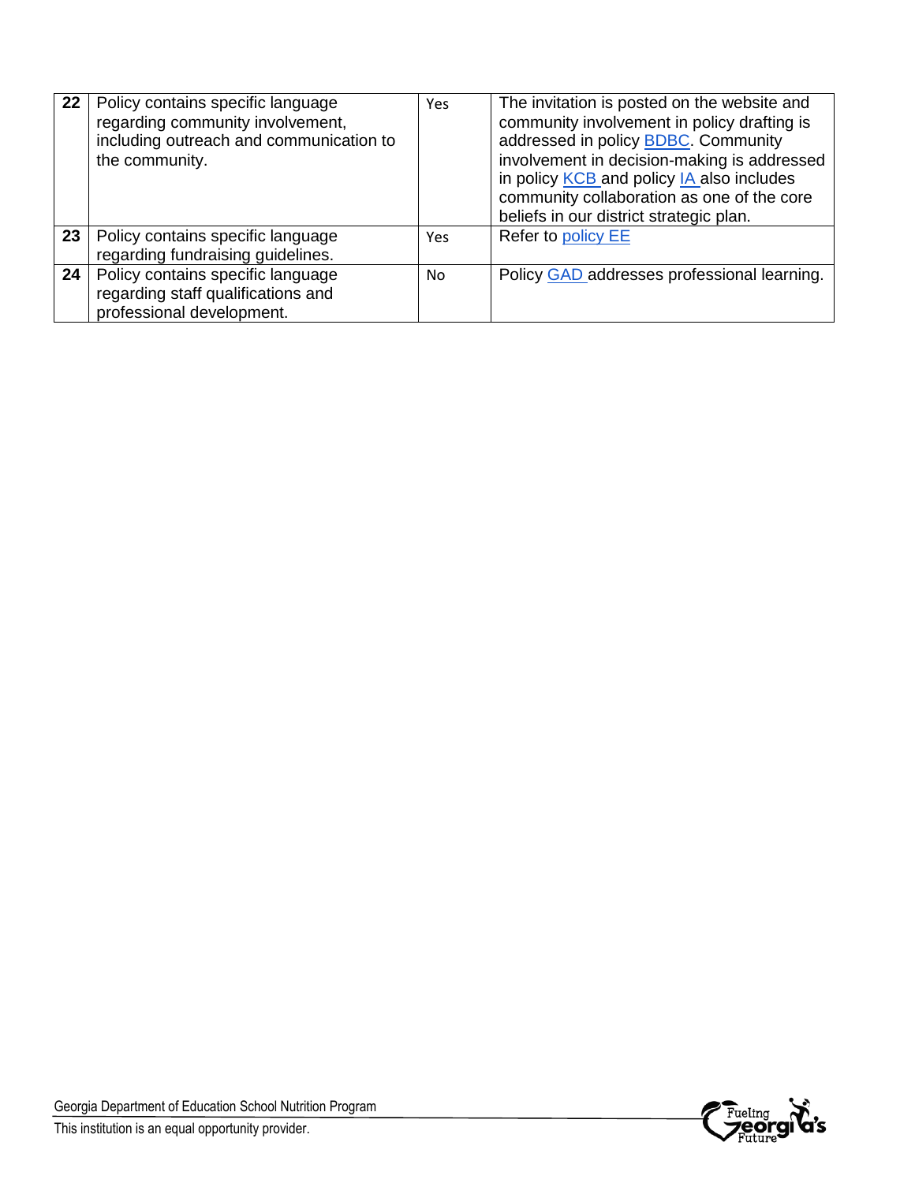| | | | |
|---|---|---|---|
| **22** | Policy contains specific language regarding community involvement, including outreach and communication to the community. | Yes | The invitation is posted on the website and community involvement in policy drafting is addressed in policy BDBC. Community involvement in decision-making is addressed in policy KCB and policy IA also includes community collaboration as one of the core beliefs in our district strategic plan. |
| **23** | Policy contains specific language regarding fundraising guidelines. | Yes | Refer to policy EE |
| **24** | Policy contains specific language regarding staff qualifications and professional development. | No | Policy GAD addresses professional learning. |